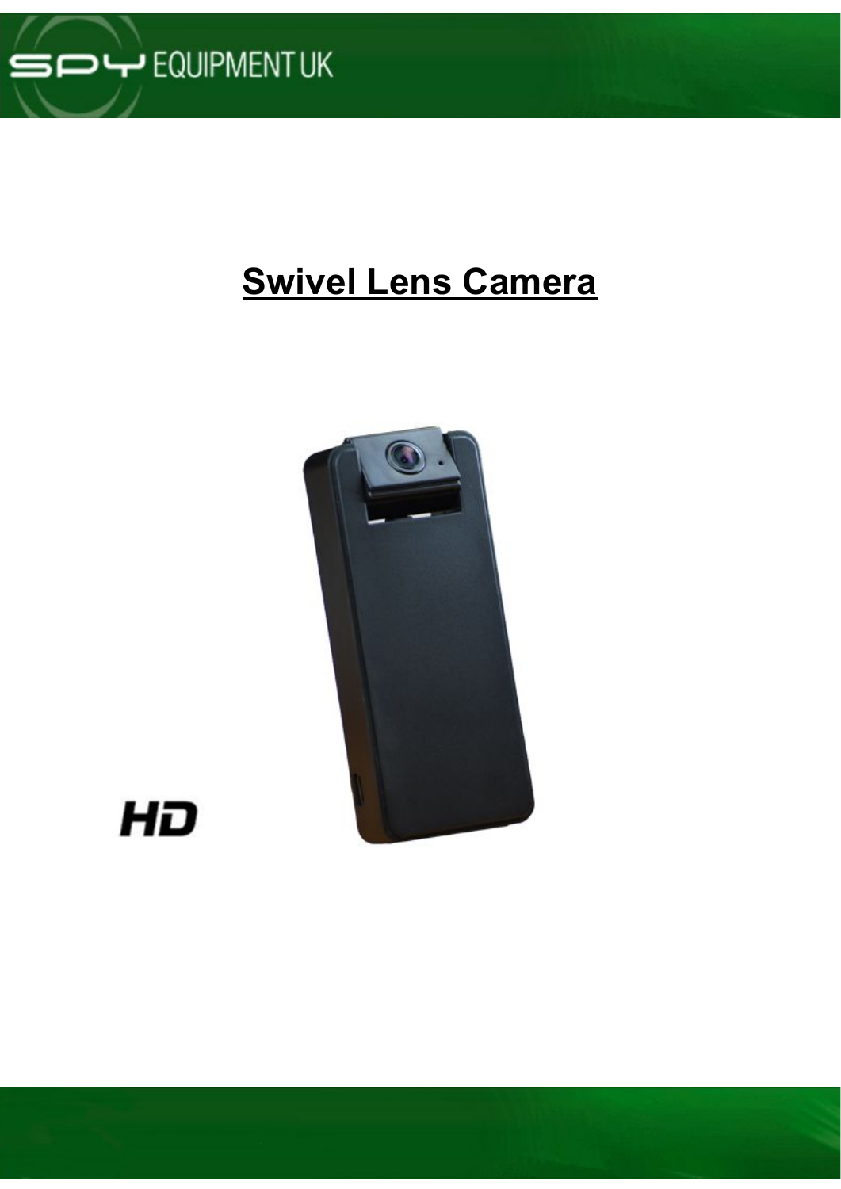# Swivel Lens Camera

HD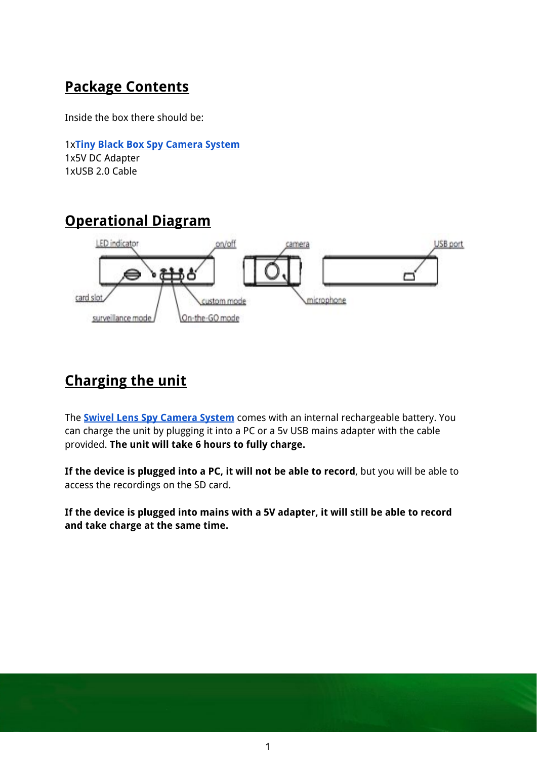## Package Contents

Inside the box there should be:

1x**Tiny Black Box Spy Camera System**
1x5V DC Adapter
1xUSB 2.0 Cable

## Operational Diagram

LED indicator, on/off, camera, USB port, card slot, custom mode, microphone, surveillance mode, On-the-GO mode

## Charging the unit

The **Swivel Lens Spy Camera System** comes with an internal rechargeable battery. You can charge the unit by plugging it into a PC or a 5v USB mains adapter with the cable provided. **The unit will take 6 hours to fully charge.**

**If the device is plugged into a PC, it will not be able to record**, but you will be able to access the recordings on the SD card.

**If the device is plugged into mains with a 5V adapter, it will still be able to record and take charge at the same time.**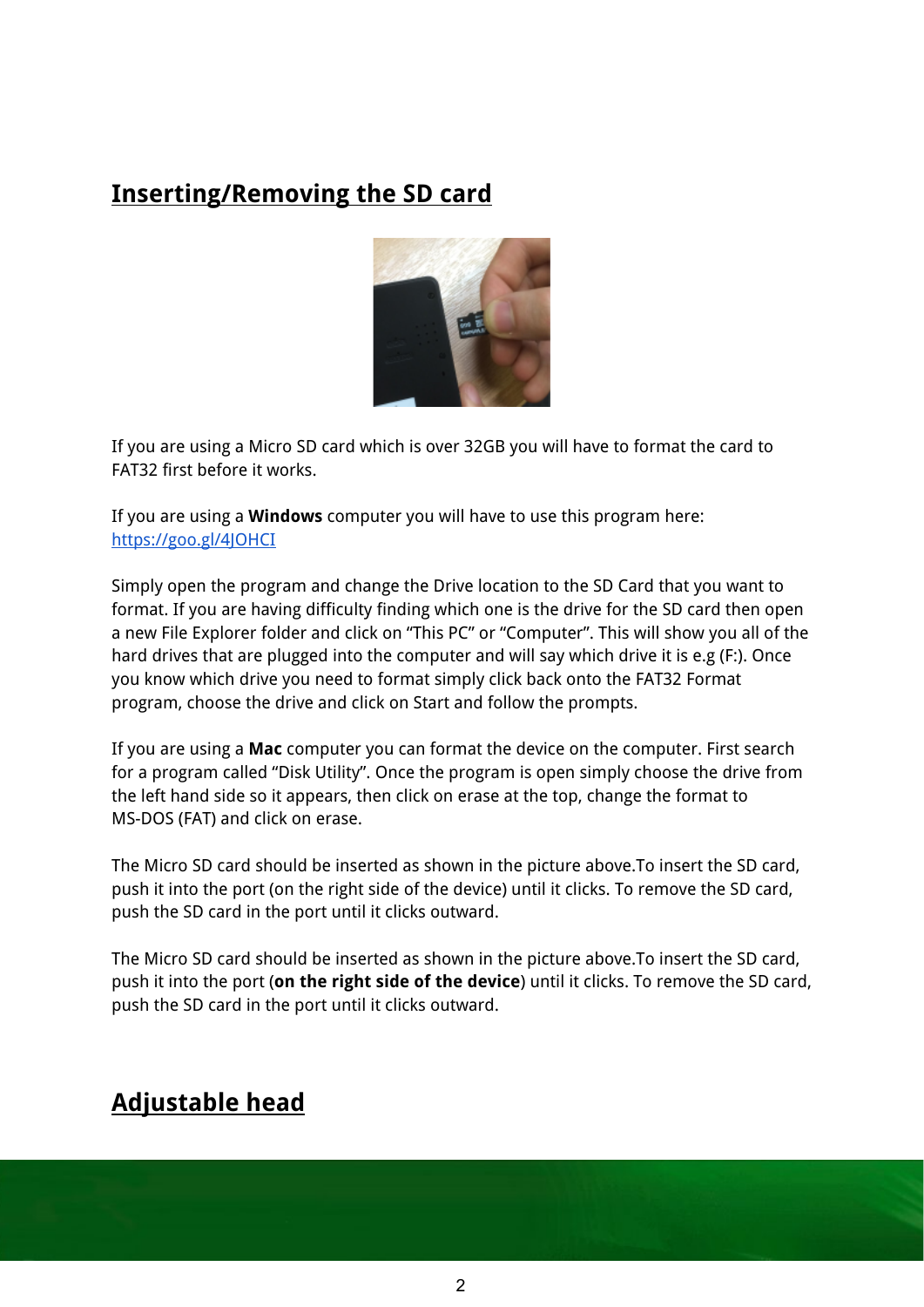## Inserting/Removing the SD card

If you are using a Micro SD card which is over 32GB you will have to format the card to FAT32 first before it works.

If you are using a **Windows** computer you will have to use this program here: https://goo.gl/4JOHCI

Simply open the program and change the Drive location to the SD Card that you want to format. If you are having difficulty finding which one is the drive for the SD card then open a new File Explorer folder and click on "This PC" or "Computer". This will show you all of the hard drives that are plugged into the computer and will say which drive it is e.g (F:). Once you know which drive you need to format simply click back onto the FAT32 Format program, choose the drive and click on Start and follow the prompts.

If you are using a **Mac** computer you can format the device on the computer. First search for a program called "Disk Utility". Once the program is open simply choose the drive from the left hand side so it appears, then click on erase at the top, change the format to MS-DOS (FAT) and click on erase.

The Micro SD card should be inserted as shown in the picture above.To insert the SD card, push it into the port (on the right side of the device) until it clicks. To remove the SD card, push the SD card in the port until it clicks outward.

The Micro SD card should be inserted as shown in the picture above.To insert the SD card, push it into the port (**on the right side of the device**) until it clicks. To remove the SD card, push the SD card in the port until it clicks outward.

## Adjustable head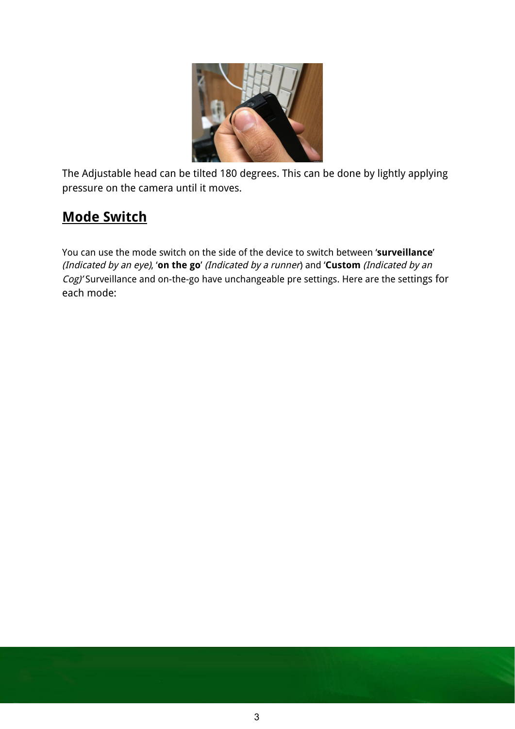The Adjustable head can be tilted 180 degrees. This can be done by lightly applying pressure on the camera until it moves.

## Mode Switch

You can use the mode switch on the side of the device to switch between '**surveillance**' *(Indicated by an eye)*, '**on the go**' *(Indicated by a runner*) and '**Custom** *(Indicated by an Cog)'* Surveillance and on-the-go have unchangeable pre settings. Here are the settings for each mode: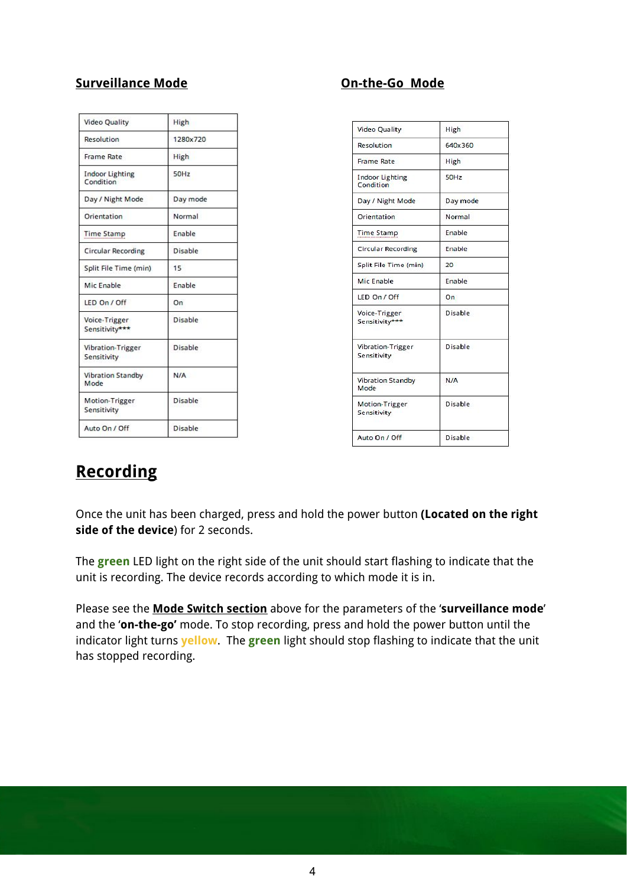## Surveillance Mode

| Video Quality | High |
|---|---|
| Resolution | 1280x720 |
| Frame Rate | High |
| Indoor Lighting Condition | 50Hz |
| Day / Night Mode | Day mode |
| Orientation | Normal |
| Time Stamp | Enable |
| Circular Recording | Disable |
| Split File Time (min) | 15 |
| Mic Enable | Enable |
| LED On / Off | On |
| Voice-Trigger Sensitivity*** | Disable |
| Vibration-Trigger Sensitivity | Disable |
| Vibration Standby Mode | N/A |
| Motion-Trigger Sensitivity | Disable |
| Auto On / Off | Disable |

## On-the-Go Mode

| Video Quality | High |
|---|---|
| Resolution | 640x360 |
| Frame Rate | High |
| Indoor Lighting Condition | 50Hz |
| Day / Night Mode | Day mode |
| Orientation | Normal |
| Time Stamp | Enable |
| Circular Recording | Enable |
| Split File Time (min) | 20 |
| Mic Enable | Enable |
| LED On / Off | On |
| Voice-Trigger Sensitivity*** | Disable |
| Vibration-Trigger Sensitivity | Disable |
| Vibration Standby Mode | N/A |
| Motion-Trigger Sensitivity | Disable |
| Auto On / Off | Disable |

# Recording

Once the unit has been charged, press and hold the power button **(Located on the right side of the device**) for 2 seconds.

The **green** LED light on the right side of the unit should start flashing to indicate that the unit is recording. The device records according to which mode it is in.

Please see the **Mode Switch section** above for the parameters of the '**surveillance mode**' and the '**on-the-go'** mode. To stop recording, press and hold the power button until the indicator light turns **yellow**. The **green** light should stop flashing to indicate that the unit has stopped recording.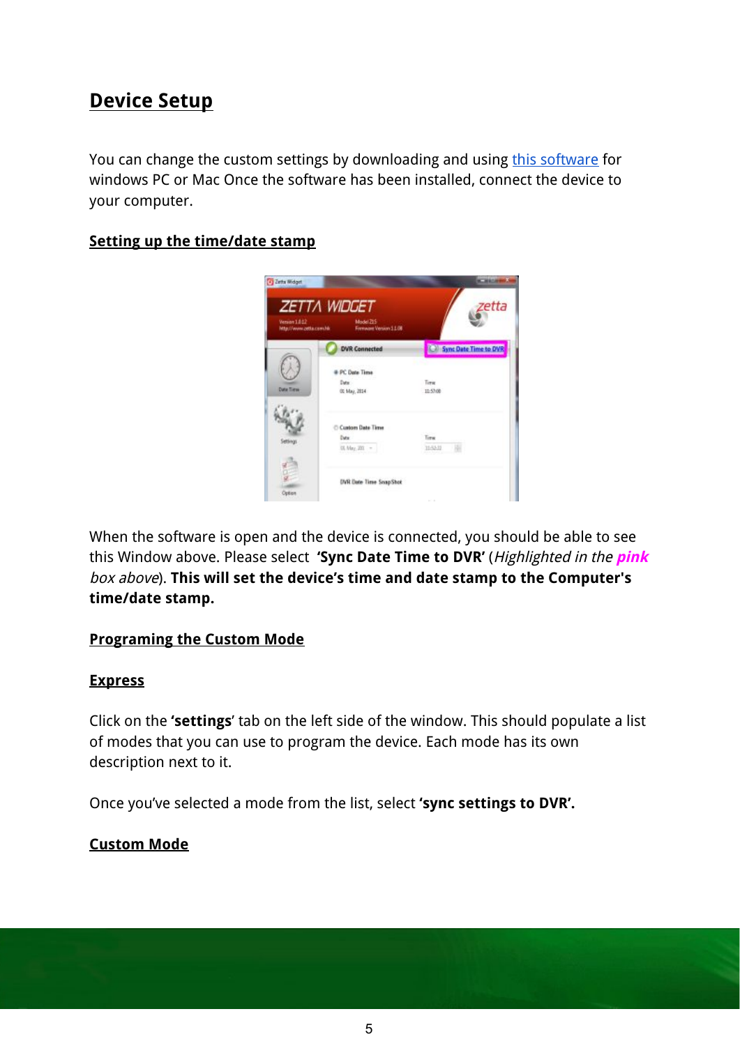## Device Setup

You can change the custom settings by downloading and using [this software] for windows PC or Mac Once the software has been installed, connect the device to your computer.

### Setting up the time/date stamp

When the software is open and the device is connected, you should be able to see this Window above. Please select **'Sync Date Time to DVR'** (*Highlighted in the* ***pink*** *box above*). **This will set the device's time and date stamp to the Computer's time/date stamp.**

### Programing the Custom Mode

### Express

Click on the **'settings'** tab on the left side of the window. This should populate a list of modes that you can use to program the device. Each mode has its own description next to it.

Once you've selected a mode from the list, select **'sync settings to DVR'.**

### Custom Mode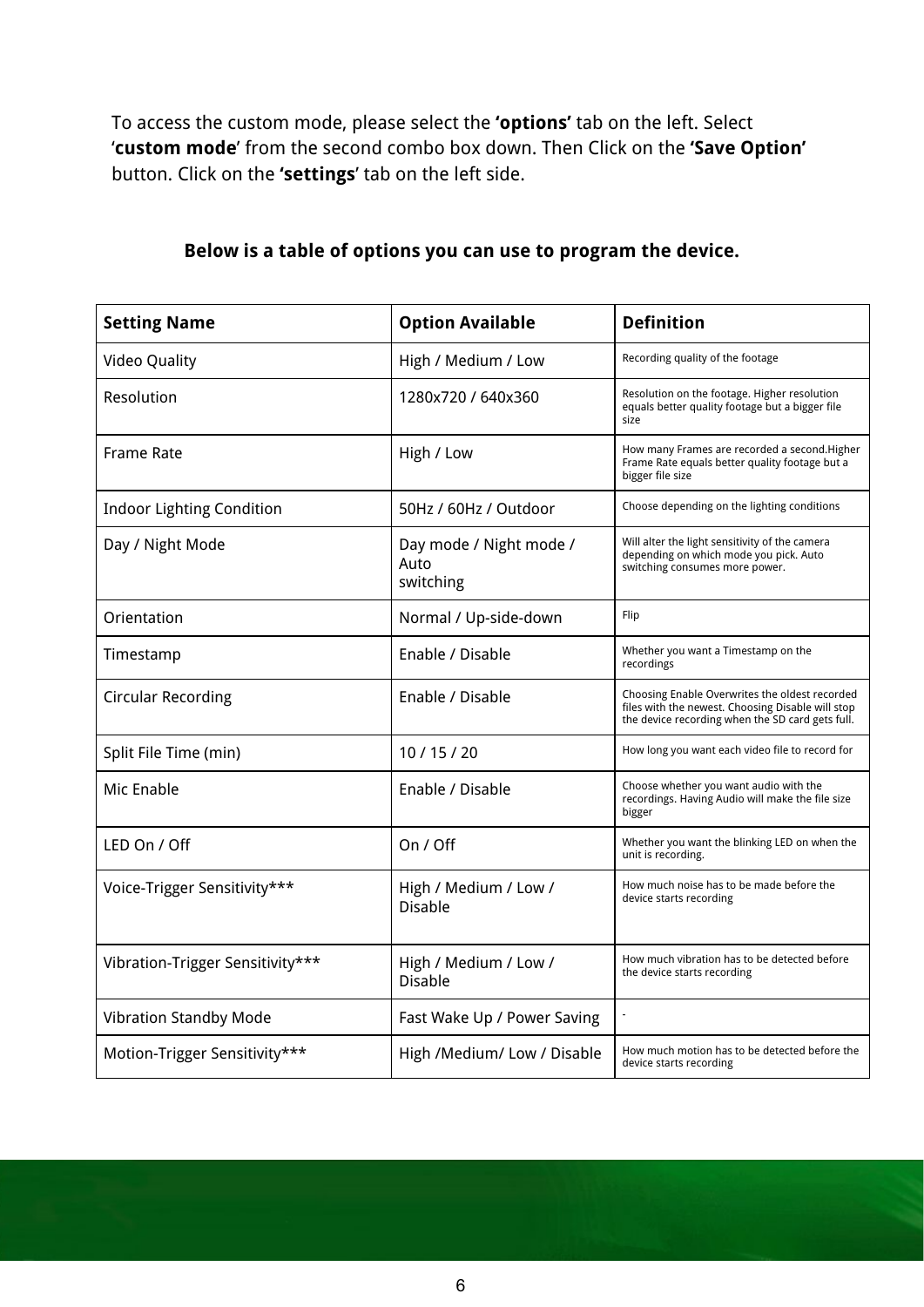To access the custom mode, please select the **'options'** tab on the left. Select '**custom mode**' from the second combo box down. Then Click on the **'Save Option'** button. Click on the **'settings**' tab on the left side.

**Below is a table of options you can use to program the device.**

| **Setting Name** | **Option Available** | **Definition** |
|---|---|---|
| Video Quality | High / Medium / Low | Recording quality of the footage |
| Resolution | 1280x720 / 640x360 | Resolution on the footage. Higher resolution equals better quality footage but a bigger file size |
| Frame Rate | High / Low | How many Frames are recorded a second.Higher Frame Rate equals better quality footage but a bigger file size |
| Indoor Lighting Condition | 50Hz / 60Hz / Outdoor | Choose depending on the lighting conditions |
| Day / Night Mode | Day mode / Night mode / Auto switching | Will alter the light sensitivity of the camera depending on which mode you pick. Auto switching consumes more power. |
| Orientation | Normal / Up-side-down | Flip |
| Timestamp | Enable / Disable | Whether you want a Timestamp on the recordings |
| Circular Recording | Enable / Disable | Choosing Enable Overwrites the oldest recorded files with the newest. Choosing Disable will stop the device recording when the SD card gets full. |
| Split File Time (min) | 10 / 15 / 20 | How long you want each video file to record for |
| Mic Enable | Enable / Disable | Choose whether you want audio with the recordings. Having Audio will make the file size bigger |
| LED On / Off | On / Off | Whether you want the blinking LED on when the unit is recording. |
| Voice-Trigger Sensitivity*** | High / Medium / Low / Disable | How much noise has to be made before the device starts recording |
| Vibration-Trigger Sensitivity*** | High / Medium / Low / Disable | How much vibration has to be detected before the device starts recording |
| Vibration Standby Mode | Fast Wake Up / Power Saving | - |
| Motion-Trigger Sensitivity*** | High /Medium/ Low / Disable | How much motion has to be detected before the device starts recording |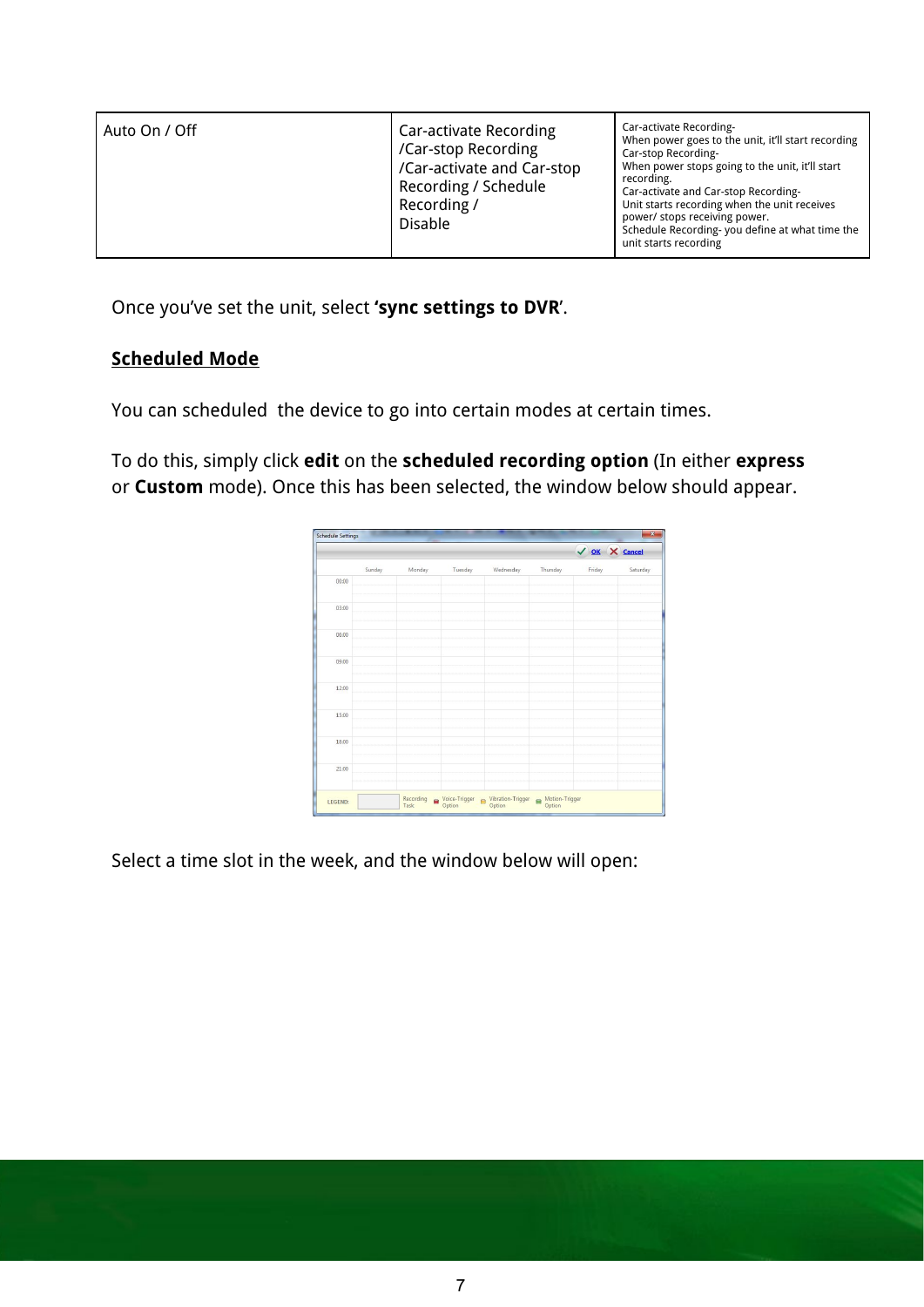| Auto On / Off | Car-activate Recording /Car-stop Recording /Car-activate and Car-stop Recording / Schedule Recording / Disable | Car-activate Recording- When power goes to the unit, it'll start recording Car-stop Recording- When power stops going to the unit, it'll start recording. Car-activate and Car-stop Recording- Unit starts recording when the unit receives power/ stops receiving power. Schedule Recording- you define at what time the unit starts recording |
|---|---|---|

Once you've set the unit, select **'sync settings to DVR**'.

## Scheduled Mode

You can scheduled  the device to go into certain modes at certain times.

To do this, simply click **edit** on the **scheduled recording option** (In either **express** or **Custom** mode). Once this has been selected, the window below should appear.

Select a time slot in the week, and the window below will open: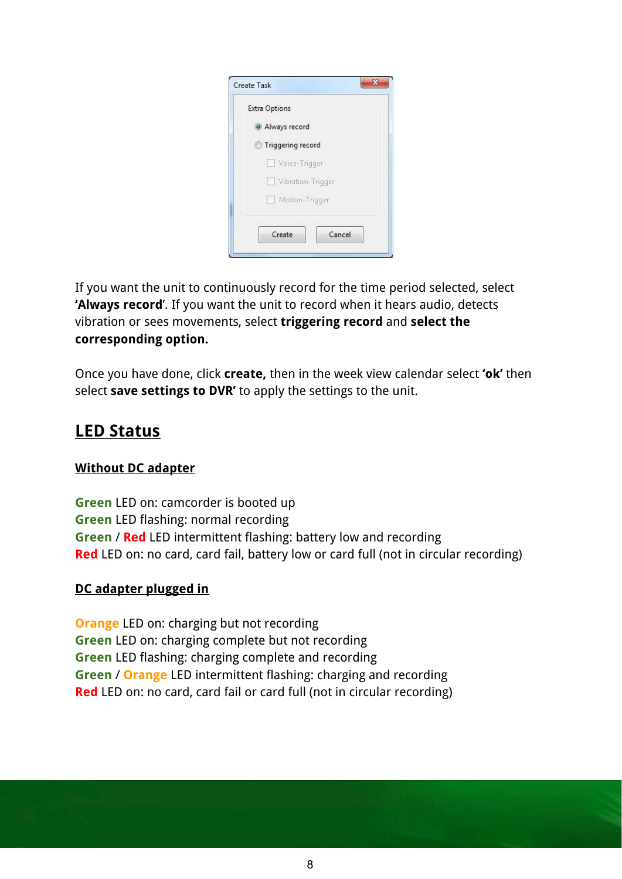If you want the unit to continuously record for the time period selected, select **'Always record'**. If you want the unit to record when it hears audio, detects vibration or sees movements, select **triggering record** and **select the corresponding option.**

Once you have done, click **create,** then in the week view calendar select **'ok'** then select **save settings to DVR'** to apply the settings to the unit.

## LED Status

### Without DC adapter

**Green** LED on: camcorder is booted up
**Green** LED flashing: normal recording
**Green** / **Red** LED intermittent flashing: battery low and recording
**Red** LED on: no card, card fail, battery low or card full (not in circular recording)

### DC adapter plugged in

**Orange** LED on: charging but not recording
**Green** LED on: charging complete but not recording
**Green** LED flashing: charging complete and recording
**Green** / **Orange** LED intermittent flashing: charging and recording
**Red** LED on: no card, card fail or card full (not in circular recording)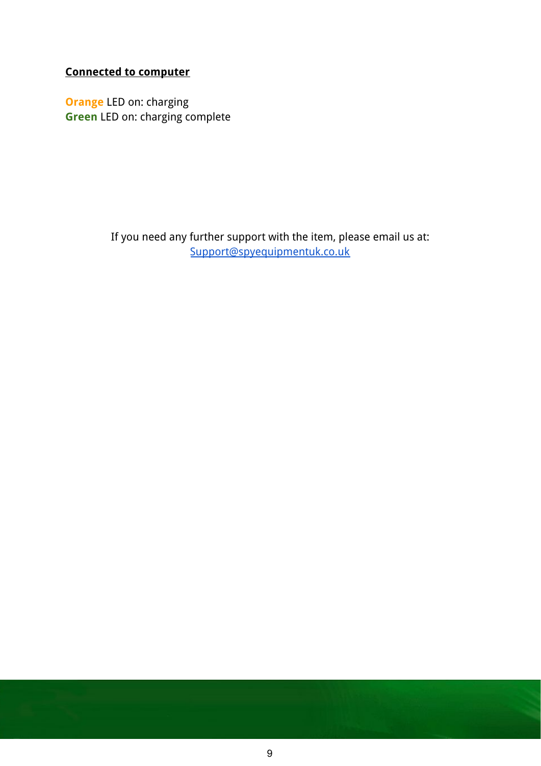**Connected to computer**

**Orange** LED on: charging
**Green** LED on: charging complete

If you need any further support with the item, please email us at:
Support@spyequipmentuk.co.uk